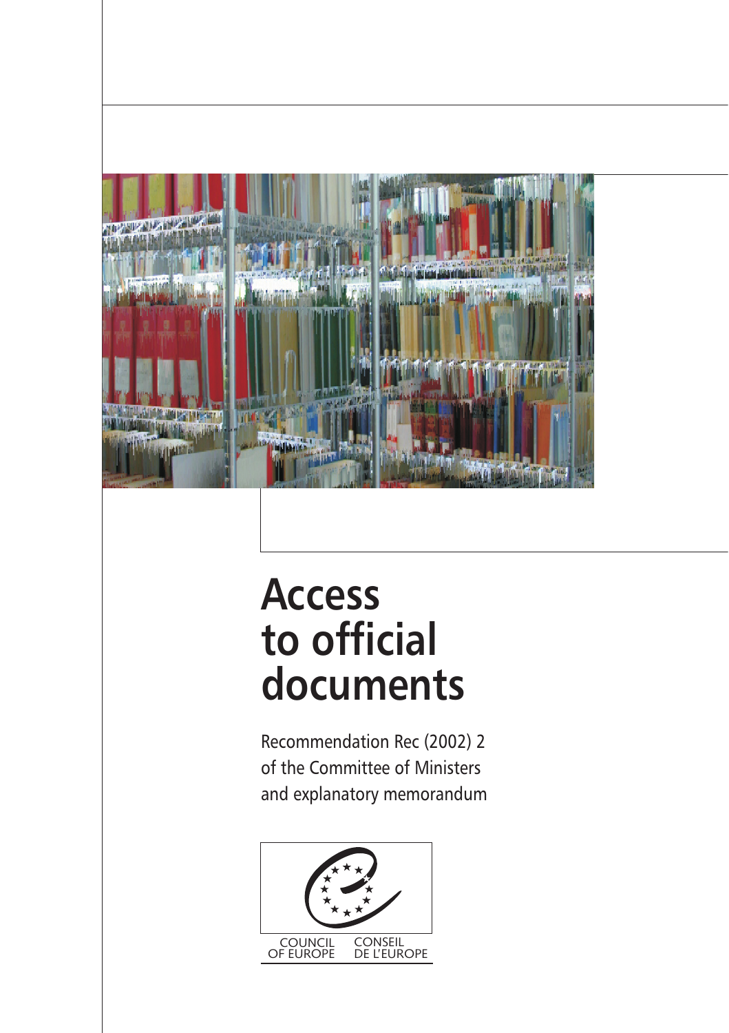# Access to official documents

Recommendation Rec (2002) 2 of the Committee of Ministers and explanatory memorandum

COUNCIL OF EUROPE CONSEIL DE L'EUROPE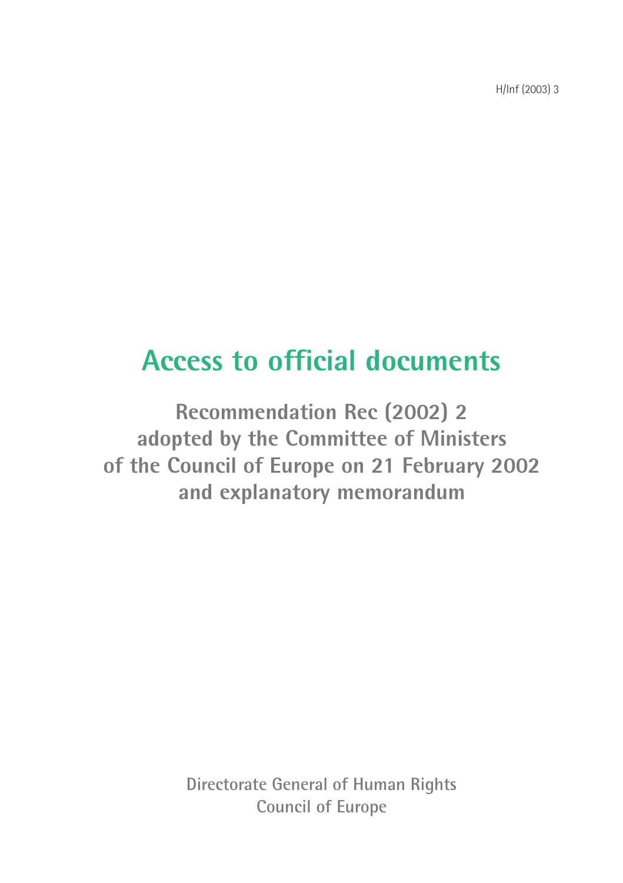H/Inf (2003) 3

# Access to official documents

**Recommendation Rec (2002) 2**
**adopted by the Committee of Ministers**
**of the Council of Europe on 21 February 2002**
**and explanatory memorandum**

Directorate General of Human Rights
Council of Europe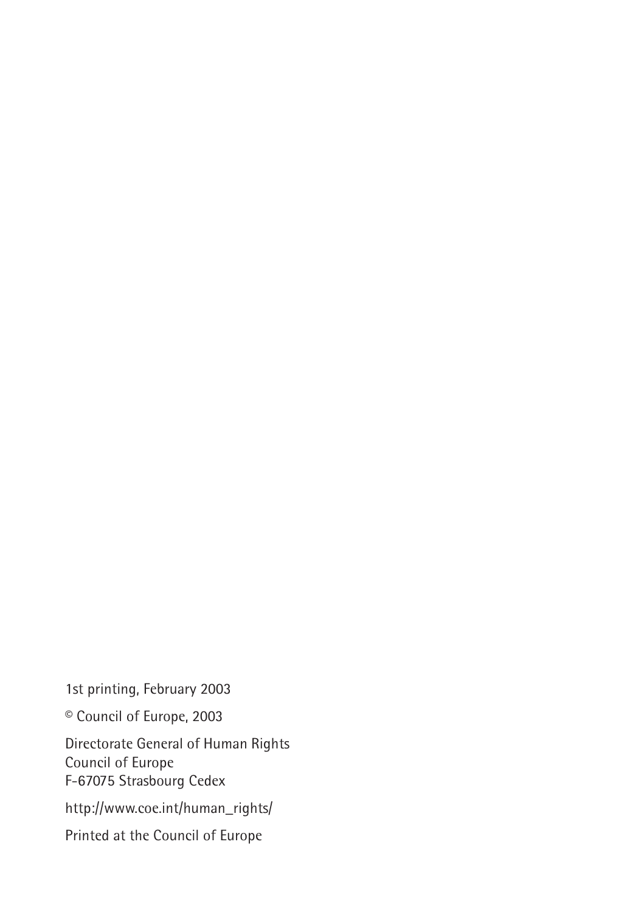1st printing, February 2003

© Council of Europe, 2003

Directorate General of Human Rights
Council of Europe
F-67075 Strasbourg Cedex

http://www.coe.int/human_rights/

Printed at the Council of Europe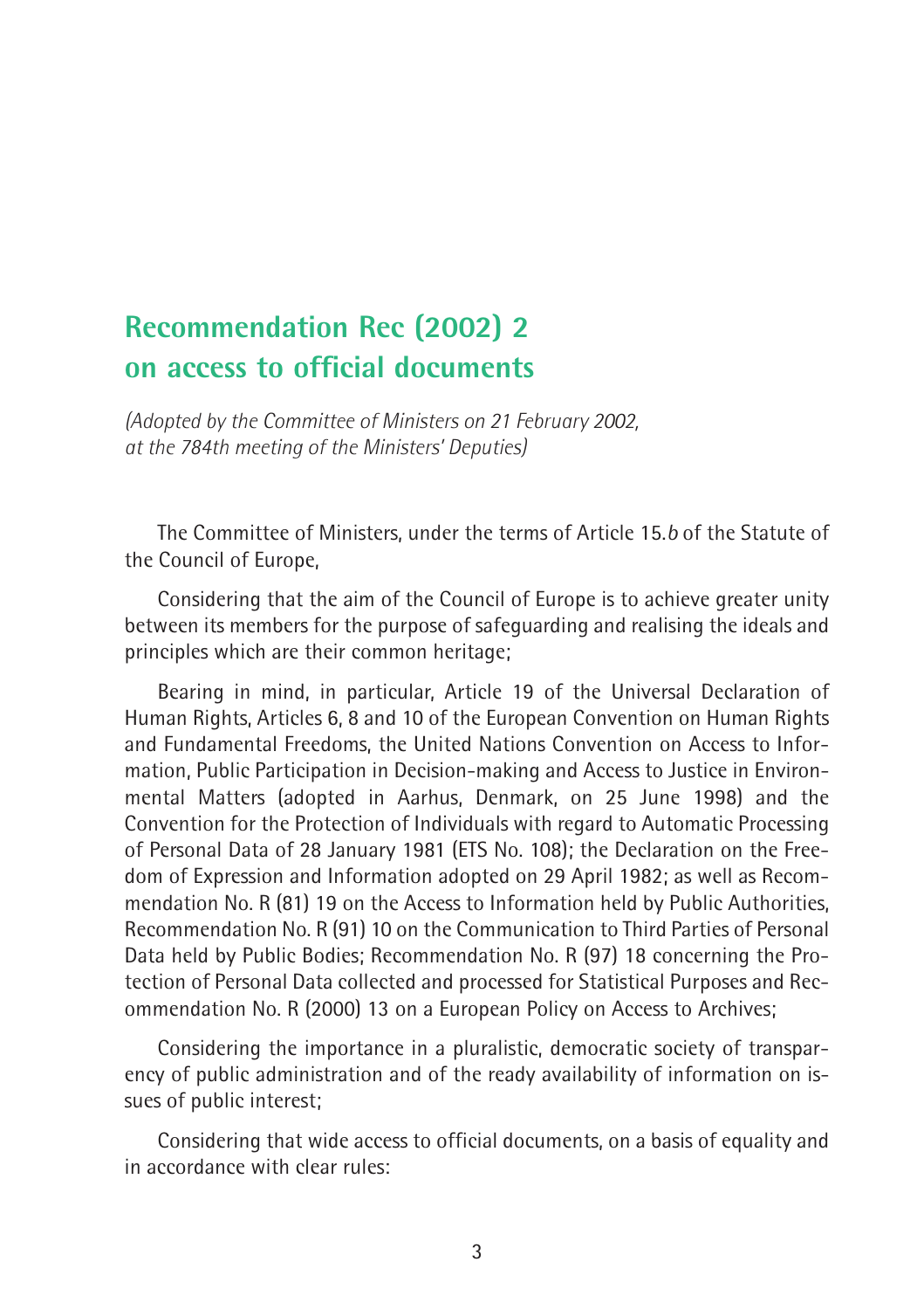# Recommendation Rec (2002) 2 on access to official documents

*(Adopted by the Committee of Ministers on 21 February 2002, at the 784th meeting of the Ministers' Deputies)*

The Committee of Ministers, under the terms of Article 15.*b* of the Statute of the Council of Europe,

Considering that the aim of the Council of Europe is to achieve greater unity between its members for the purpose of safeguarding and realising the ideals and principles which are their common heritage;

Bearing in mind, in particular, Article 19 of the Universal Declaration of Human Rights, Articles 6, 8 and 10 of the European Convention on Human Rights and Fundamental Freedoms, the United Nations Convention on Access to Information, Public Participation in Decision-making and Access to Justice in Environmental Matters (adopted in Aarhus, Denmark, on 25 June 1998) and the Convention for the Protection of Individuals with regard to Automatic Processing of Personal Data of 28 January 1981 (ETS No. 108); the Declaration on the Freedom of Expression and Information adopted on 29 April 1982; as well as Recommendation No. R (81) 19 on the Access to Information held by Public Authorities, Recommendation No. R (91) 10 on the Communication to Third Parties of Personal Data held by Public Bodies; Recommendation No. R (97) 18 concerning the Protection of Personal Data collected and processed for Statistical Purposes and Recommendation No. R (2000) 13 on a European Policy on Access to Archives;

Considering the importance in a pluralistic, democratic society of transparency of public administration and of the ready availability of information on issues of public interest;

Considering that wide access to official documents, on a basis of equality and in accordance with clear rules: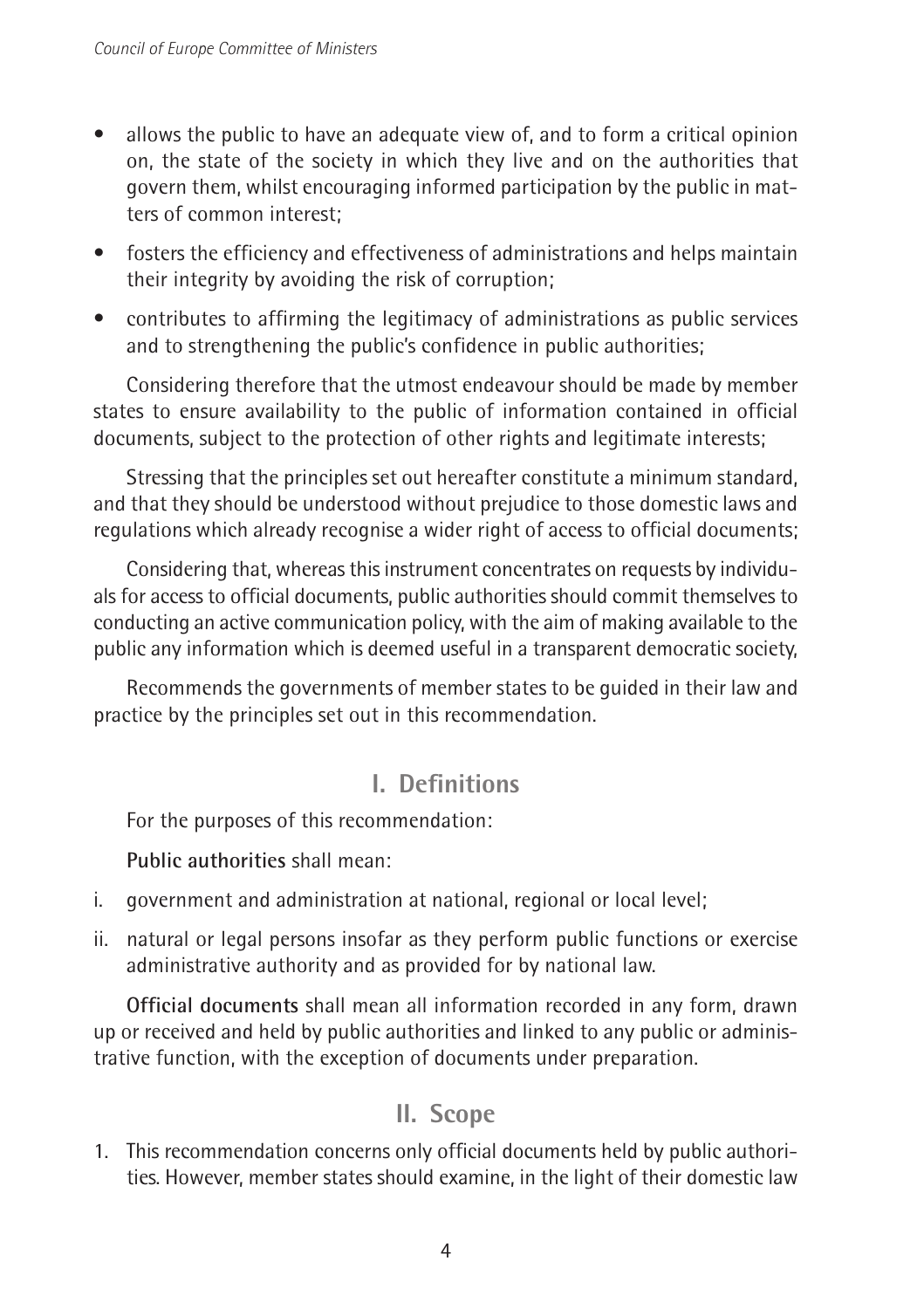- allows the public to have an adequate view of, and to form a critical opinion on, the state of the society in which they live and on the authorities that govern them, whilst encouraging informed participation by the public in matters of common interest;
- fosters the efficiency and effectiveness of administrations and helps maintain their integrity by avoiding the risk of corruption;
- contributes to affirming the legitimacy of administrations as public services and to strengthening the public's confidence in public authorities;

Considering therefore that the utmost endeavour should be made by member states to ensure availability to the public of information contained in official documents, subject to the protection of other rights and legitimate interests;

Stressing that the principles set out hereafter constitute a minimum standard, and that they should be understood without prejudice to those domestic laws and regulations which already recognise a wider right of access to official documents;

Considering that, whereas this instrument concentrates on requests by individuals for access to official documents, public authorities should commit themselves to conducting an active communication policy, with the aim of making available to the public any information which is deemed useful in a transparent democratic society,

Recommends the governments of member states to be guided in their law and practice by the principles set out in this recommendation.

## I. Definitions

For the purposes of this recommendation:

**Public authorities** shall mean:

i. government and administration at national, regional or local level;

ii. natural or legal persons insofar as they perform public functions or exercise administrative authority and as provided for by national law.

**Official documents** shall mean all information recorded in any form, drawn up or received and held by public authorities and linked to any public or administrative function, with the exception of documents under preparation.

## II. Scope

1. This recommendation concerns only official documents held by public authorities. However, member states should examine, in the light of their domestic law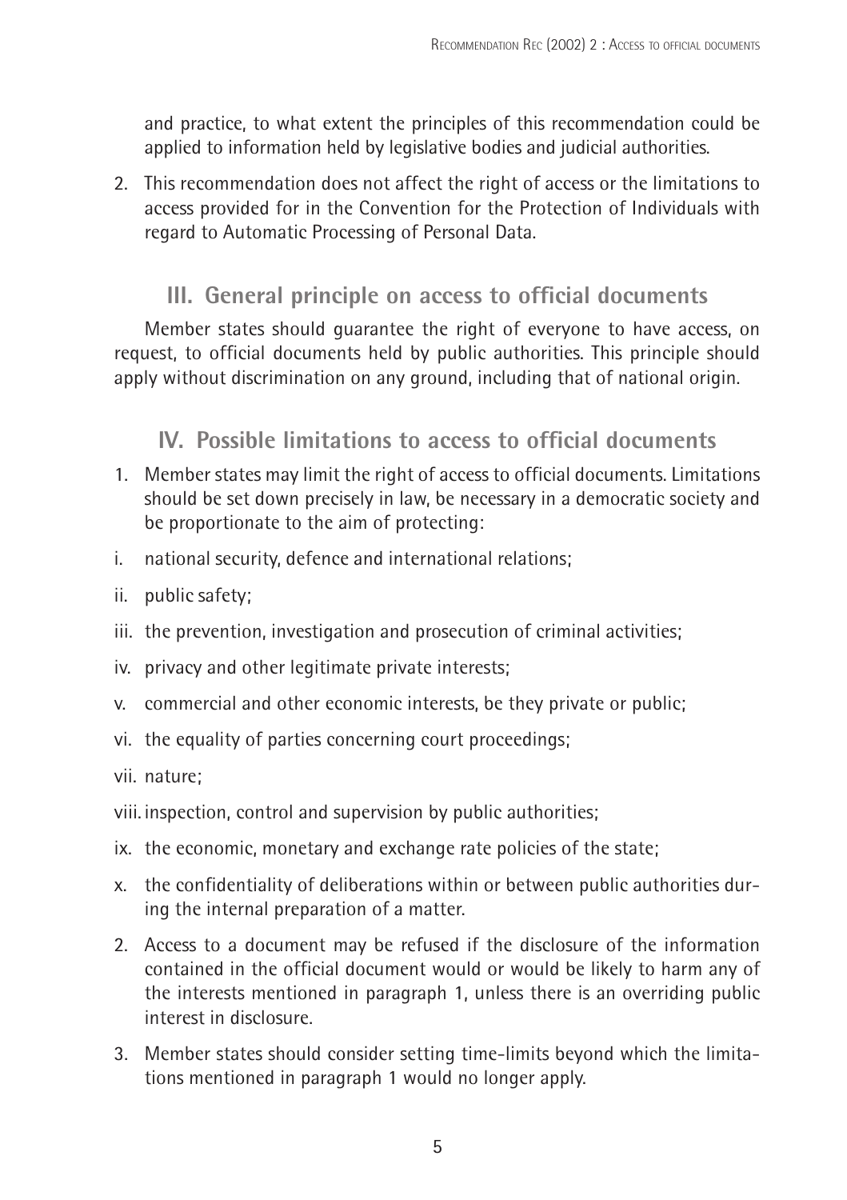and practice, to what extent the principles of this recommendation could be applied to information held by legislative bodies and judicial authorities.

2. This recommendation does not affect the right of access or the limitations to access provided for in the Convention for the Protection of Individuals with regard to Automatic Processing of Personal Data.

## III. General principle on access to official documents

Member states should guarantee the right of everyone to have access, on request, to official documents held by public authorities. This principle should apply without discrimination on any ground, including that of national origin.

## IV. Possible limitations to access to official documents

1. Member states may limit the right of access to official documents. Limitations should be set down precisely in law, be necessary in a democratic society and be proportionate to the aim of protecting:

i. national security, defence and international relations;

ii. public safety;

iii. the prevention, investigation and prosecution of criminal activities;

iv. privacy and other legitimate private interests;

v. commercial and other economic interests, be they private or public;

vi. the equality of parties concerning court proceedings;

vii. nature;

viii. inspection, control and supervision by public authorities;

ix. the economic, monetary and exchange rate policies of the state;

x. the confidentiality of deliberations within or between public authorities during the internal preparation of a matter.

2. Access to a document may be refused if the disclosure of the information contained in the official document would or would be likely to harm any of the interests mentioned in paragraph 1, unless there is an overriding public interest in disclosure.

3. Member states should consider setting time-limits beyond which the limitations mentioned in paragraph 1 would no longer apply.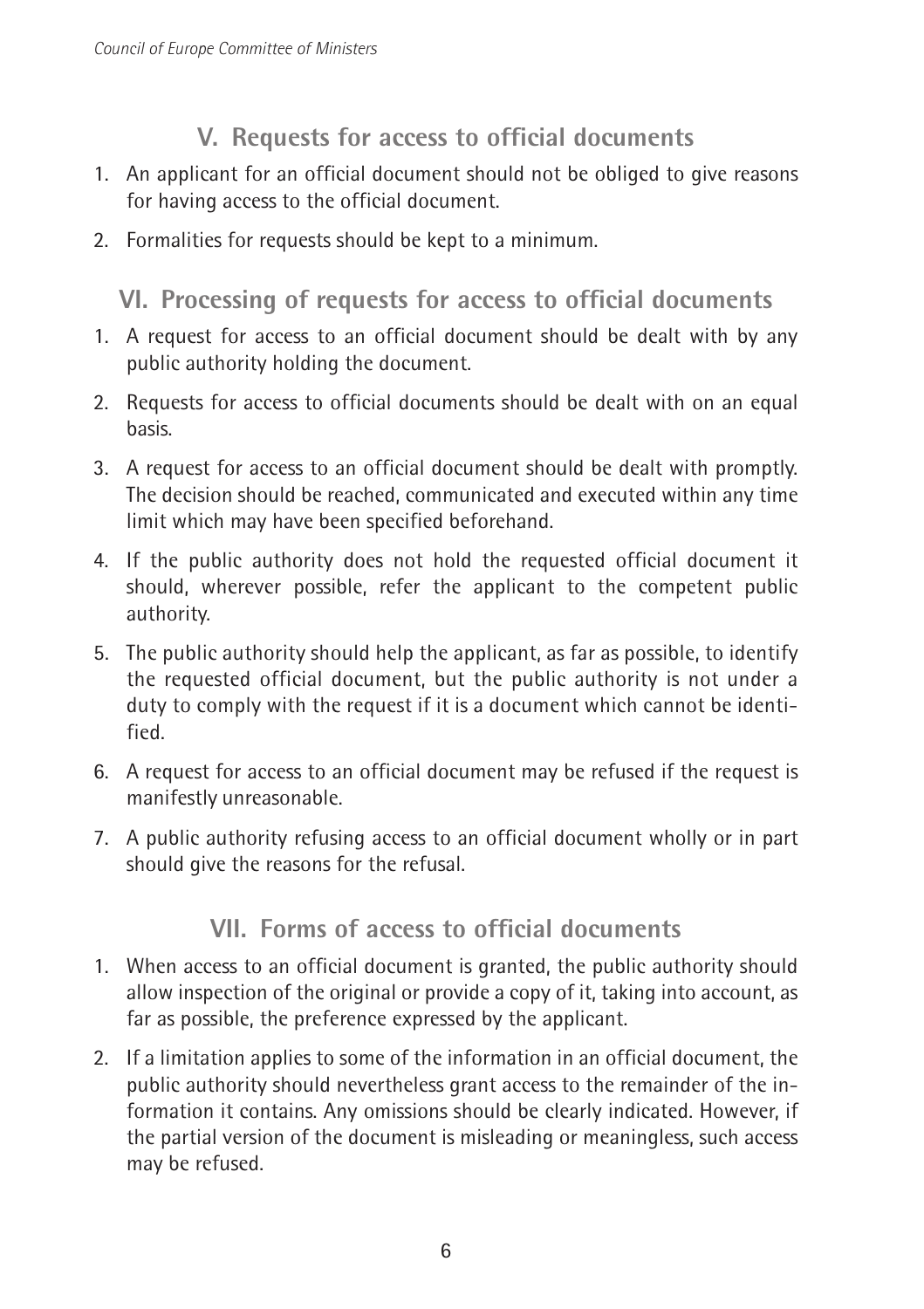## V. Requests for access to official documents

1. An applicant for an official document should not be obliged to give reasons for having access to the official document.
2. Formalities for requests should be kept to a minimum.

## VI. Processing of requests for access to official documents

1. A request for access to an official document should be dealt with by any public authority holding the document.
2. Requests for access to official documents should be dealt with on an equal basis.
3. A request for access to an official document should be dealt with promptly. The decision should be reached, communicated and executed within any time limit which may have been specified beforehand.
4. If the public authority does not hold the requested official document it should, wherever possible, refer the applicant to the competent public authority.
5. The public authority should help the applicant, as far as possible, to identify the requested official document, but the public authority is not under a duty to comply with the request if it is a document which cannot be identified.
6. A request for access to an official document may be refused if the request is manifestly unreasonable.
7. A public authority refusing access to an official document wholly or in part should give the reasons for the refusal.

## VII. Forms of access to official documents

1. When access to an official document is granted, the public authority should allow inspection of the original or provide a copy of it, taking into account, as far as possible, the preference expressed by the applicant.
2. If a limitation applies to some of the information in an official document, the public authority should nevertheless grant access to the remainder of the information it contains. Any omissions should be clearly indicated. However, if the partial version of the document is misleading or meaningless, such access may be refused.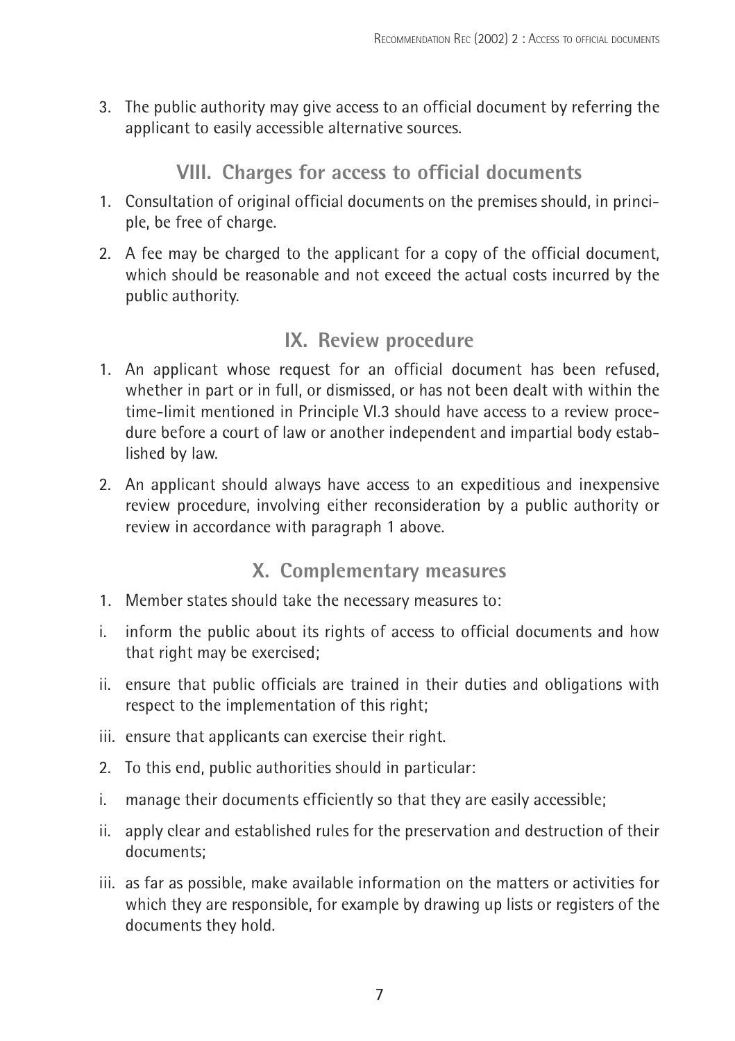3. The public authority may give access to an official document by referring the applicant to easily accessible alternative sources.

## VIII. Charges for access to official documents

1. Consultation of original official documents on the premises should, in principle, be free of charge.

2. A fee may be charged to the applicant for a copy of the official document, which should be reasonable and not exceed the actual costs incurred by the public authority.

## IX. Review procedure

1. An applicant whose request for an official document has been refused, whether in part or in full, or dismissed, or has not been dealt with within the time-limit mentioned in Principle VI.3 should have access to a review procedure before a court of law or another independent and impartial body established by law.

2. An applicant should always have access to an expeditious and inexpensive review procedure, involving either reconsideration by a public authority or review in accordance with paragraph 1 above.

## X. Complementary measures

1. Member states should take the necessary measures to:

i. inform the public about its rights of access to official documents and how that right may be exercised;

ii. ensure that public officials are trained in their duties and obligations with respect to the implementation of this right;

iii. ensure that applicants can exercise their right.

2. To this end, public authorities should in particular:

i. manage their documents efficiently so that they are easily accessible;

ii. apply clear and established rules for the preservation and destruction of their documents;

iii. as far as possible, make available information on the matters or activities for which they are responsible, for example by drawing up lists or registers of the documents they hold.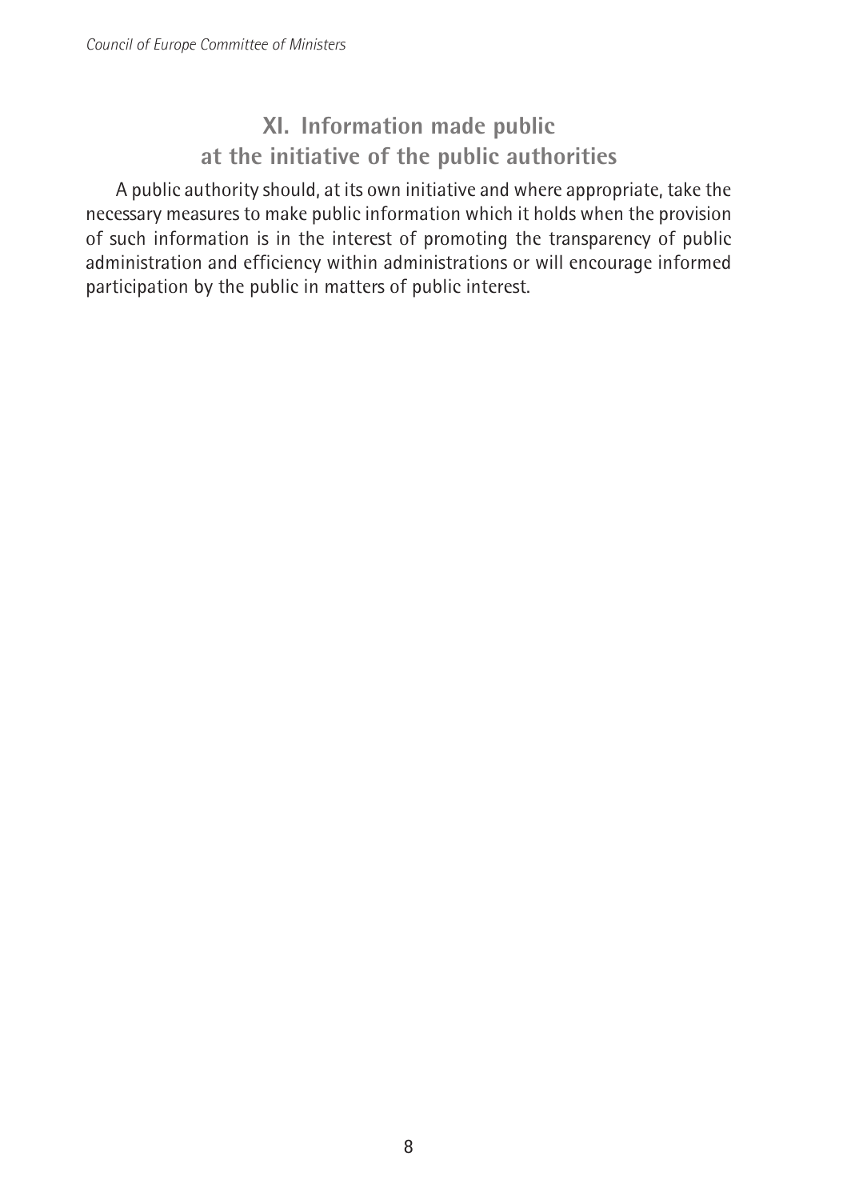## XI. Information made public at the initiative of the public authorities

A public authority should, at its own initiative and where appropriate, take the necessary measures to make public information which it holds when the provision of such information is in the interest of promoting the transparency of public administration and efficiency within administrations or will encourage informed participation by the public in matters of public interest.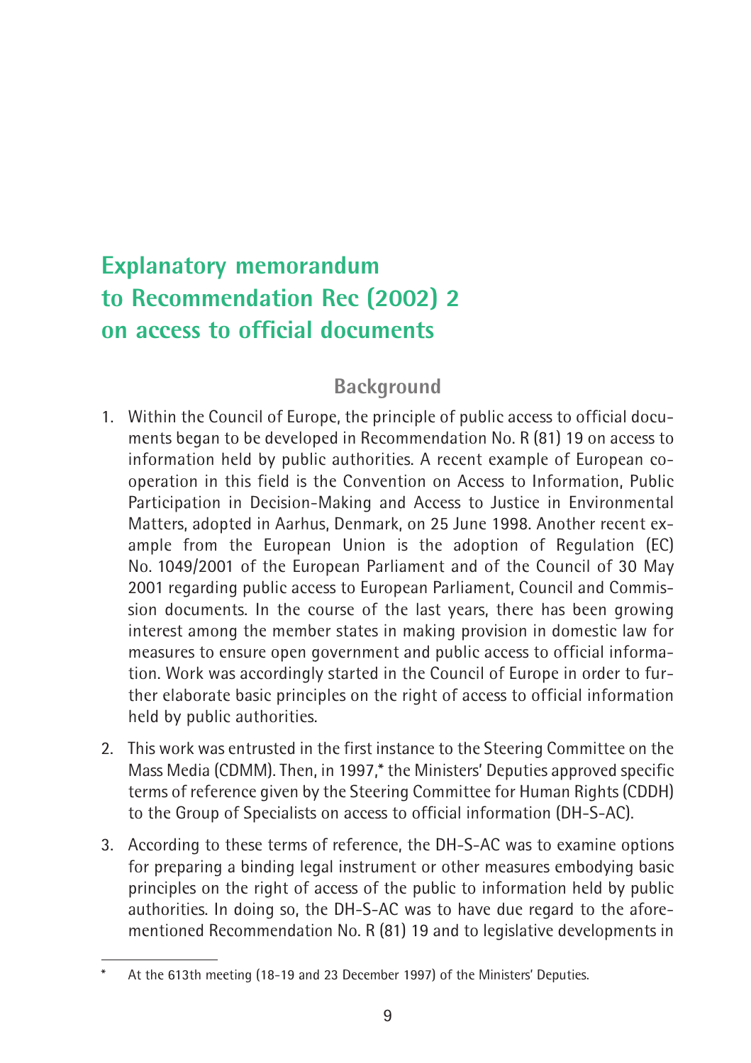# Explanatory memorandum to Recommendation Rec (2002) 2 on access to official documents

## Background

1. Within the Council of Europe, the principle of public access to official documents began to be developed in Recommendation No. R (81) 19 on access to information held by public authorities. A recent example of European co-operation in this field is the Convention on Access to Information, Public Participation in Decision-Making and Access to Justice in Environmental Matters, adopted in Aarhus, Denmark, on 25 June 1998. Another recent example from the European Union is the adoption of Regulation (EC) No. 1049/2001 of the European Parliament and of the Council of 30 May 2001 regarding public access to European Parliament, Council and Commission documents. In the course of the last years, there has been growing interest among the member states in making provision in domestic law for measures to ensure open government and public access to official information. Work was accordingly started in the Council of Europe in order to further elaborate basic principles on the right of access to official information held by public authorities.

2. This work was entrusted in the first instance to the Steering Committee on the Mass Media (CDMM). Then, in 1997,* the Ministers' Deputies approved specific terms of reference given by the Steering Committee for Human Rights (CDDH) to the Group of Specialists on access to official information (DH-S-AC).

3. According to these terms of reference, the DH-S-AC was to examine options for preparing a binding legal instrument or other measures embodying basic principles on the right of access of the public to information held by public authorities. In doing so, the DH-S-AC was to have due regard to the aforementioned Recommendation No. R (81) 19 and to legislative developments in

---

\* At the 613th meeting (18-19 and 23 December 1997) of the Ministers' Deputies.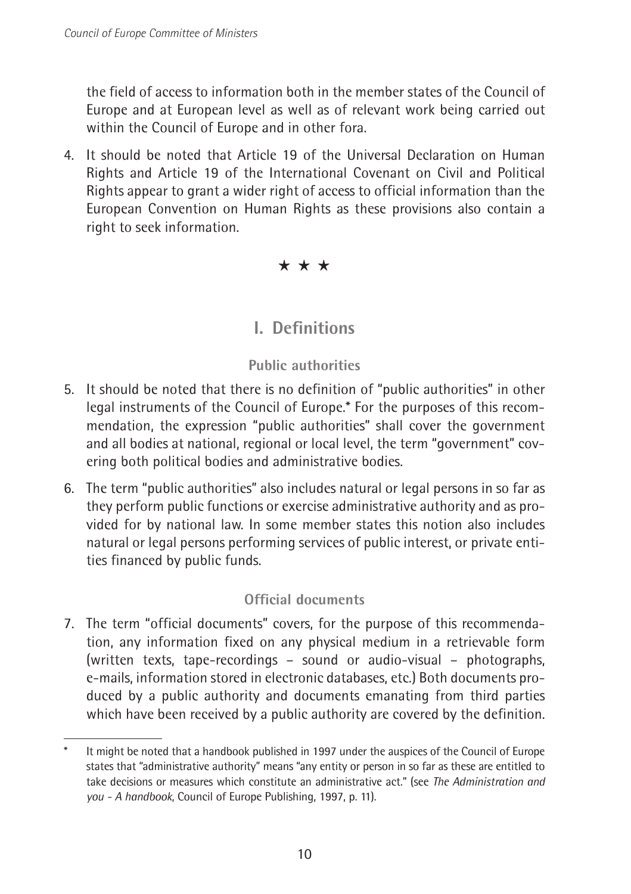the field of access to information both in the member states of the Council of Europe and at European level as well as of relevant work being carried out within the Council of Europe and in other fora.

4. It should be noted that Article 19 of the Universal Declaration on Human Rights and Article 19 of the International Covenant on Civil and Political Rights appear to grant a wider right of access to official information than the European Convention on Human Rights as these provisions also contain a right to seek information.

★ ★ ★

## I. Definitions

### Public authorities

5. It should be noted that there is no definition of "public authorities" in other legal instruments of the Council of Europe.* For the purposes of this recommendation, the expression "public authorities" shall cover the government and all bodies at national, regional or local level, the term "government" covering both political bodies and administrative bodies.

6. The term "public authorities" also includes natural or legal persons in so far as they perform public functions or exercise administrative authority and as provided for by national law. In some member states this notion also includes natural or legal persons performing services of public interest, or private entities financed by public funds.

### Official documents

7. The term "official documents" covers, for the purpose of this recommendation, any information fixed on any physical medium in a retrievable form (written texts, tape-recordings – sound or audio-visual – photographs, e-mails, information stored in electronic databases, etc.) Both documents produced by a public authority and documents emanating from third parties which have been received by a public authority are covered by the definition.

---

* It might be noted that a handbook published in 1997 under the auspices of the Council of Europe states that "administrative authority" means "any entity or person in so far as these are entitled to take decisions or measures which constitute an administrative act." (see *The Administration and you - A handbook*, Council of Europe Publishing, 1997, p. 11).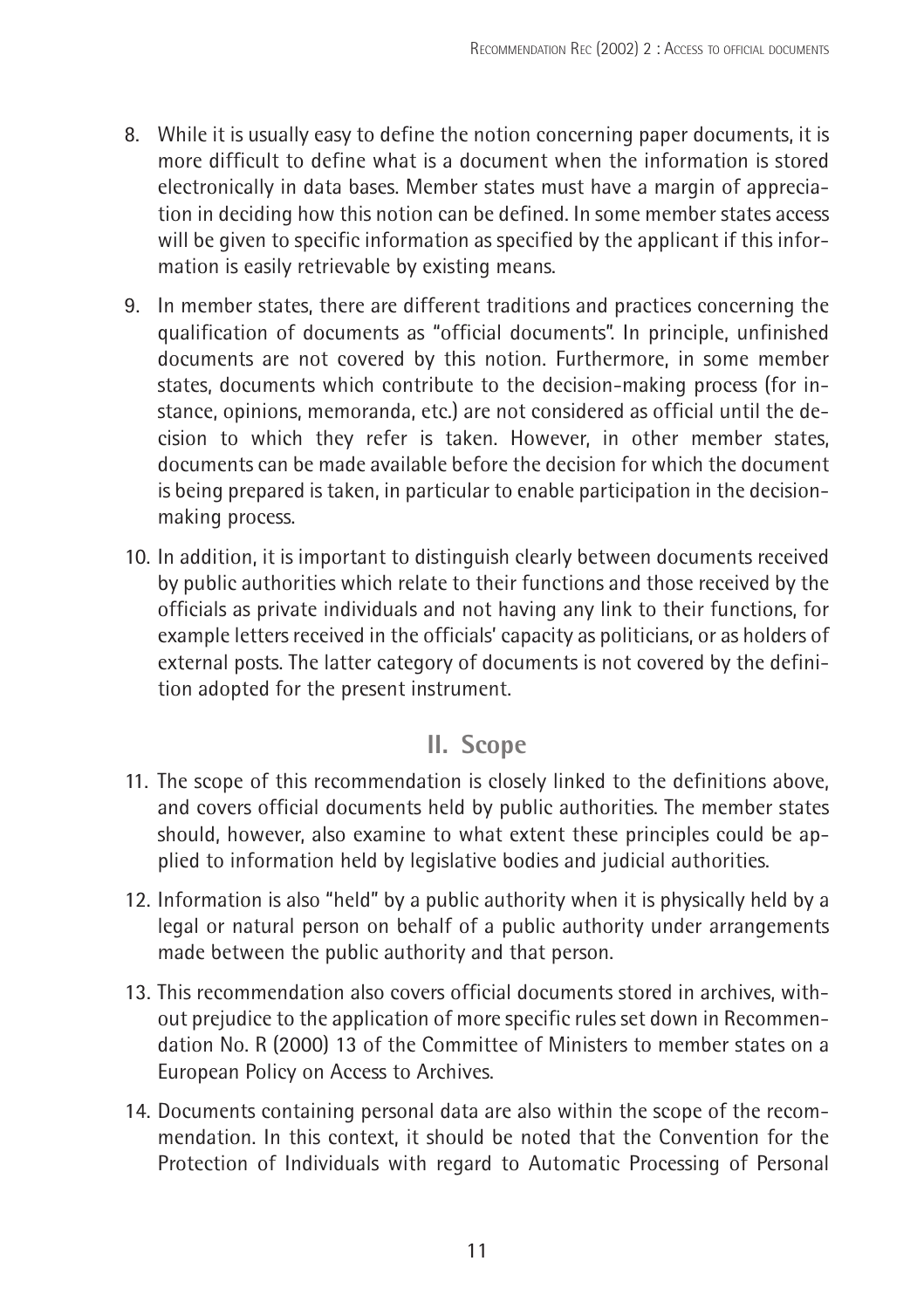8. While it is usually easy to define the notion concerning paper documents, it is more difficult to define what is a document when the information is stored electronically in data bases. Member states must have a margin of appreciation in deciding how this notion can be defined. In some member states access will be given to specific information as specified by the applicant if this information is easily retrievable by existing means.

9. In member states, there are different traditions and practices concerning the qualification of documents as "official documents". In principle, unfinished documents are not covered by this notion. Furthermore, in some member states, documents which contribute to the decision-making process (for instance, opinions, memoranda, etc.) are not considered as official until the decision to which they refer is taken. However, in other member states, documents can be made available before the decision for which the document is being prepared is taken, in particular to enable participation in the decision-making process.

10. In addition, it is important to distinguish clearly between documents received by public authorities which relate to their functions and those received by the officials as private individuals and not having any link to their functions, for example letters received in the officials' capacity as politicians, or as holders of external posts. The latter category of documents is not covered by the definition adopted for the present instrument.

## II. Scope

11. The scope of this recommendation is closely linked to the definitions above, and covers official documents held by public authorities. The member states should, however, also examine to what extent these principles could be applied to information held by legislative bodies and judicial authorities.

12. Information is also "held" by a public authority when it is physically held by a legal or natural person on behalf of a public authority under arrangements made between the public authority and that person.

13. This recommendation also covers official documents stored in archives, without prejudice to the application of more specific rules set down in Recommendation No. R (2000) 13 of the Committee of Ministers to member states on a European Policy on Access to Archives.

14. Documents containing personal data are also within the scope of the recommendation. In this context, it should be noted that the Convention for the Protection of Individuals with regard to Automatic Processing of Personal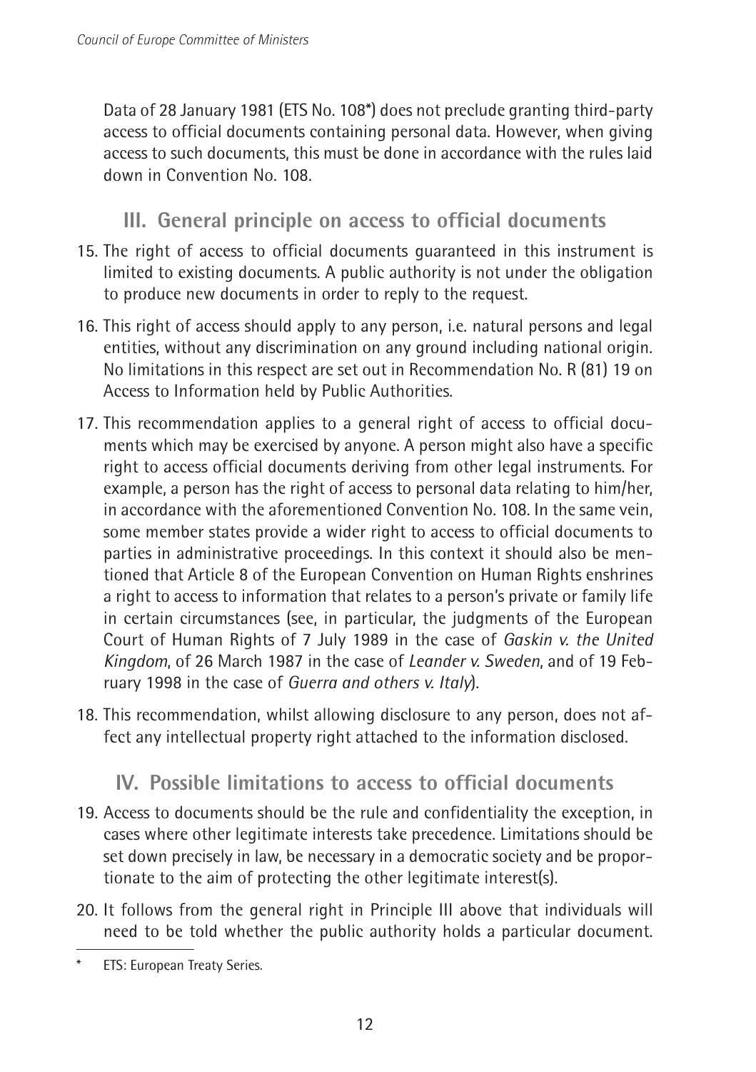Data of 28 January 1981 (ETS No. 108*) does not preclude granting third-party access to official documents containing personal data. However, when giving access to such documents, this must be done in accordance with the rules laid down in Convention No. 108.

## III. General principle on access to official documents

15. The right of access to official documents guaranteed in this instrument is limited to existing documents. A public authority is not under the obligation to produce new documents in order to reply to the request.

16. This right of access should apply to any person, i.e. natural persons and legal entities, without any discrimination on any ground including national origin. No limitations in this respect are set out in Recommendation No. R (81) 19 on Access to Information held by Public Authorities.

17. This recommendation applies to a general right of access to official documents which may be exercised by anyone. A person might also have a specific right to access official documents deriving from other legal instruments. For example, a person has the right of access to personal data relating to him/her, in accordance with the aforementioned Convention No. 108. In the same vein, some member states provide a wider right to access to official documents to parties in administrative proceedings. In this context it should also be mentioned that Article 8 of the European Convention on Human Rights enshrines a right to access to information that relates to a person's private or family life in certain circumstances (see, in particular, the judgments of the European Court of Human Rights of 7 July 1989 in the case of *Gaskin v. the United Kingdom*, of 26 March 1987 in the case of *Leander v. Sweden*, and of 19 February 1998 in the case of *Guerra and others v. Italy*).

18. This recommendation, whilst allowing disclosure to any person, does not affect any intellectual property right attached to the information disclosed.

## IV. Possible limitations to access to official documents

19. Access to documents should be the rule and confidentiality the exception, in cases where other legitimate interests take precedence. Limitations should be set down precisely in law, be necessary in a democratic society and be proportionate to the aim of protecting the other legitimate interest(s).

20. It follows from the general right in Principle III above that individuals will need to be told whether the public authority holds a particular document.

---

\* ETS: European Treaty Series.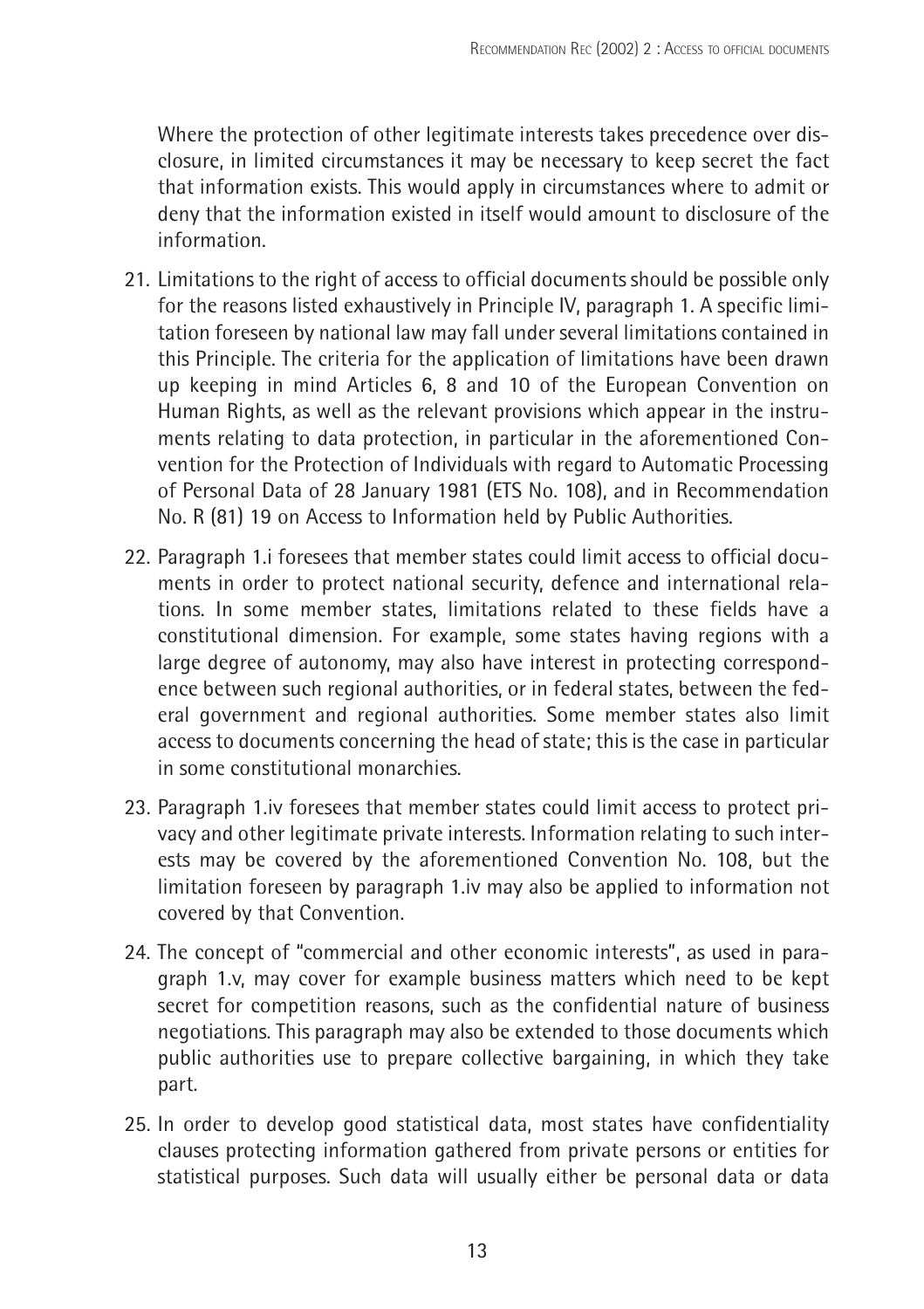Where the protection of other legitimate interests takes precedence over disclosure, in limited circumstances it may be necessary to keep secret the fact that information exists. This would apply in circumstances where to admit or deny that the information existed in itself would amount to disclosure of the information.

21. Limitations to the right of access to official documents should be possible only for the reasons listed exhaustively in Principle IV, paragraph 1. A specific limitation foreseen by national law may fall under several limitations contained in this Principle. The criteria for the application of limitations have been drawn up keeping in mind Articles 6, 8 and 10 of the European Convention on Human Rights, as well as the relevant provisions which appear in the instruments relating to data protection, in particular in the aforementioned Convention for the Protection of Individuals with regard to Automatic Processing of Personal Data of 28 January 1981 (ETS No. 108), and in Recommendation No. R (81) 19 on Access to Information held by Public Authorities.

22. Paragraph 1.i foresees that member states could limit access to official documents in order to protect national security, defence and international relations. In some member states, limitations related to these fields have a constitutional dimension. For example, some states having regions with a large degree of autonomy, may also have interest in protecting correspondence between such regional authorities, or in federal states, between the federal government and regional authorities. Some member states also limit access to documents concerning the head of state; this is the case in particular in some constitutional monarchies.

23. Paragraph 1.iv foresees that member states could limit access to protect privacy and other legitimate private interests. Information relating to such interests may be covered by the aforementioned Convention No. 108, but the limitation foreseen by paragraph 1.iv may also be applied to information not covered by that Convention.

24. The concept of "commercial and other economic interests", as used in paragraph 1.v, may cover for example business matters which need to be kept secret for competition reasons, such as the confidential nature of business negotiations. This paragraph may also be extended to those documents which public authorities use to prepare collective bargaining, in which they take part.

25. In order to develop good statistical data, most states have confidentiality clauses protecting information gathered from private persons or entities for statistical purposes. Such data will usually either be personal data or data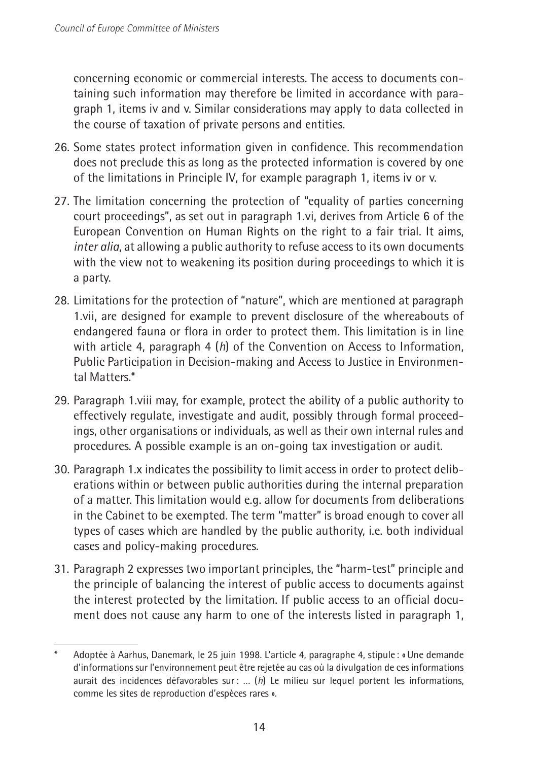concerning economic or commercial interests. The access to documents containing such information may therefore be limited in accordance with paragraph 1, items iv and v. Similar considerations may apply to data collected in the course of taxation of private persons and entities.

26. Some states protect information given in confidence. This recommendation does not preclude this as long as the protected information is covered by one of the limitations in Principle IV, for example paragraph 1, items iv or v.

27. The limitation concerning the protection of "equality of parties concerning court proceedings", as set out in paragraph 1.vi, derives from Article 6 of the European Convention on Human Rights on the right to a fair trial. It aims, *inter alia*, at allowing a public authority to refuse access to its own documents with the view not to weakening its position during proceedings to which it is a party.

28. Limitations for the protection of "nature", which are mentioned at paragraph 1.vii, are designed for example to prevent disclosure of the whereabouts of endangered fauna or flora in order to protect them. This limitation is in line with article 4, paragraph 4 (*h*) of the Convention on Access to Information, Public Participation in Decision-making and Access to Justice in Environmental Matters.*

29. Paragraph 1.viii may, for example, protect the ability of a public authority to effectively regulate, investigate and audit, possibly through formal proceedings, other organisations or individuals, as well as their own internal rules and procedures. A possible example is an on-going tax investigation or audit.

30. Paragraph 1.x indicates the possibility to limit access in order to protect deliberations within or between public authorities during the internal preparation of a matter. This limitation would e.g. allow for documents from deliberations in the Cabinet to be exempted. The term "matter" is broad enough to cover all types of cases which are handled by the public authority, i.e. both individual cases and policy-making procedures.

31. Paragraph 2 expresses two important principles, the "harm-test" principle and the principle of balancing the interest of public access to documents against the interest protected by the limitation. If public access to an official document does not cause any harm to one of the interests listed in paragraph 1,

---

\* Adoptée à Aarhus, Danemark, le 25 juin 1998. L'article 4, paragraphe 4, stipule : « Une demande d'informations sur l'environnement peut être rejetée au cas où la divulgation de ces informations aurait des incidences défavorables sur : … (*h*) Le milieu sur lequel portent les informations, comme les sites de reproduction d'espèces rares ».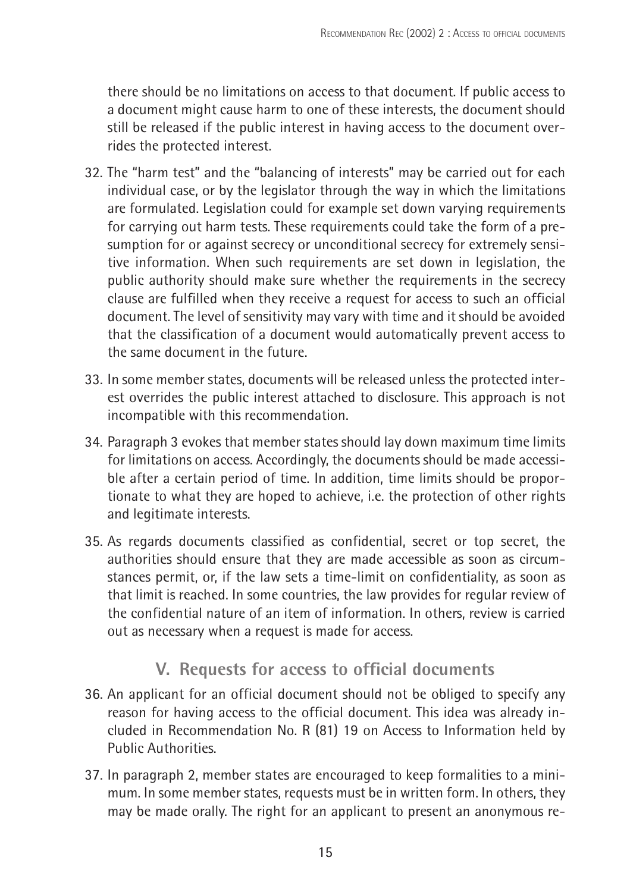there should be no limitations on access to that document. If public access to a document might cause harm to one of these interests, the document should still be released if the public interest in having access to the document overrides the protected interest.

32. The "harm test" and the "balancing of interests" may be carried out for each individual case, or by the legislator through the way in which the limitations are formulated. Legislation could for example set down varying requirements for carrying out harm tests. These requirements could take the form of a presumption for or against secrecy or unconditional secrecy for extremely sensitive information. When such requirements are set down in legislation, the public authority should make sure whether the requirements in the secrecy clause are fulfilled when they receive a request for access to such an official document. The level of sensitivity may vary with time and it should be avoided that the classification of a document would automatically prevent access to the same document in the future.

33. In some member states, documents will be released unless the protected interest overrides the public interest attached to disclosure. This approach is not incompatible with this recommendation.

34. Paragraph 3 evokes that member states should lay down maximum time limits for limitations on access. Accordingly, the documents should be made accessible after a certain period of time. In addition, time limits should be proportionate to what they are hoped to achieve, i.e. the protection of other rights and legitimate interests.

35. As regards documents classified as confidential, secret or top secret, the authorities should ensure that they are made accessible as soon as circumstances permit, or, if the law sets a time-limit on confidentiality, as soon as that limit is reached. In some countries, the law provides for regular review of the confidential nature of an item of information. In others, review is carried out as necessary when a request is made for access.

## V. Requests for access to official documents

36. An applicant for an official document should not be obliged to specify any reason for having access to the official document. This idea was already included in Recommendation No. R (81) 19 on Access to Information held by Public Authorities.

37. In paragraph 2, member states are encouraged to keep formalities to a minimum. In some member states, requests must be in written form. In others, they may be made orally. The right for an applicant to present an anonymous re-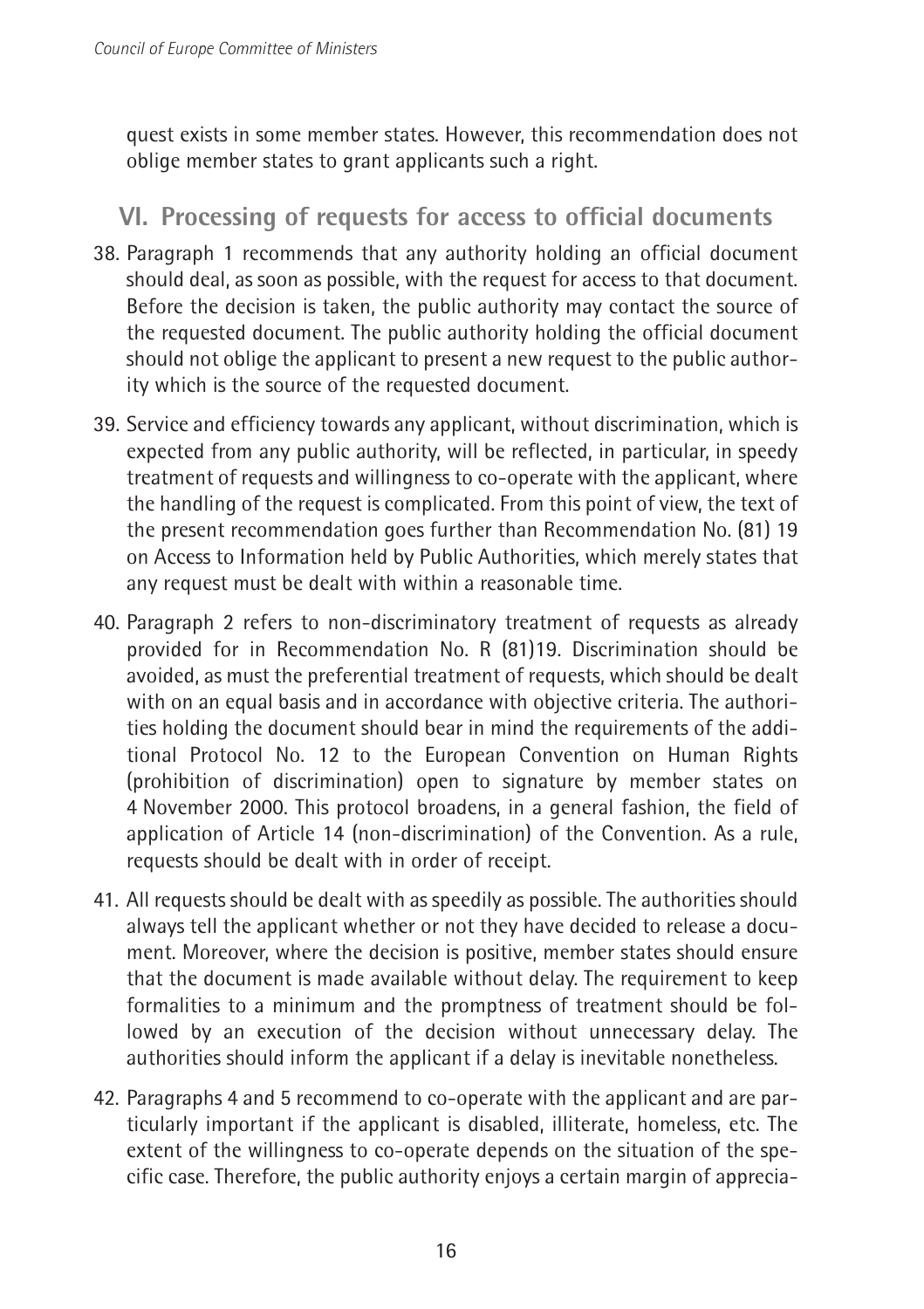quest exists in some member states. However, this recommendation does not oblige member states to grant applicants such a right.

## VI. Processing of requests for access to official documents

38. Paragraph 1 recommends that any authority holding an official document should deal, as soon as possible, with the request for access to that document. Before the decision is taken, the public authority may contact the source of the requested document. The public authority holding the official document should not oblige the applicant to present a new request to the public authority which is the source of the requested document.

39. Service and efficiency towards any applicant, without discrimination, which is expected from any public authority, will be reflected, in particular, in speedy treatment of requests and willingness to co-operate with the applicant, where the handling of the request is complicated. From this point of view, the text of the present recommendation goes further than Recommendation No. (81) 19 on Access to Information held by Public Authorities, which merely states that any request must be dealt with within a reasonable time.

40. Paragraph 2 refers to non-discriminatory treatment of requests as already provided for in Recommendation No. R (81)19. Discrimination should be avoided, as must the preferential treatment of requests, which should be dealt with on an equal basis and in accordance with objective criteria. The authorities holding the document should bear in mind the requirements of the additional Protocol No. 12 to the European Convention on Human Rights (prohibition of discrimination) open to signature by member states on 4 November 2000. This protocol broadens, in a general fashion, the field of application of Article 14 (non-discrimination) of the Convention. As a rule, requests should be dealt with in order of receipt.

41. All requests should be dealt with as speedily as possible. The authorities should always tell the applicant whether or not they have decided to release a document. Moreover, where the decision is positive, member states should ensure that the document is made available without delay. The requirement to keep formalities to a minimum and the promptness of treatment should be followed by an execution of the decision without unnecessary delay. The authorities should inform the applicant if a delay is inevitable nonetheless.

42. Paragraphs 4 and 5 recommend to co-operate with the applicant and are particularly important if the applicant is disabled, illiterate, homeless, etc. The extent of the willingness to co-operate depends on the situation of the specific case. Therefore, the public authority enjoys a certain margin of apprecia-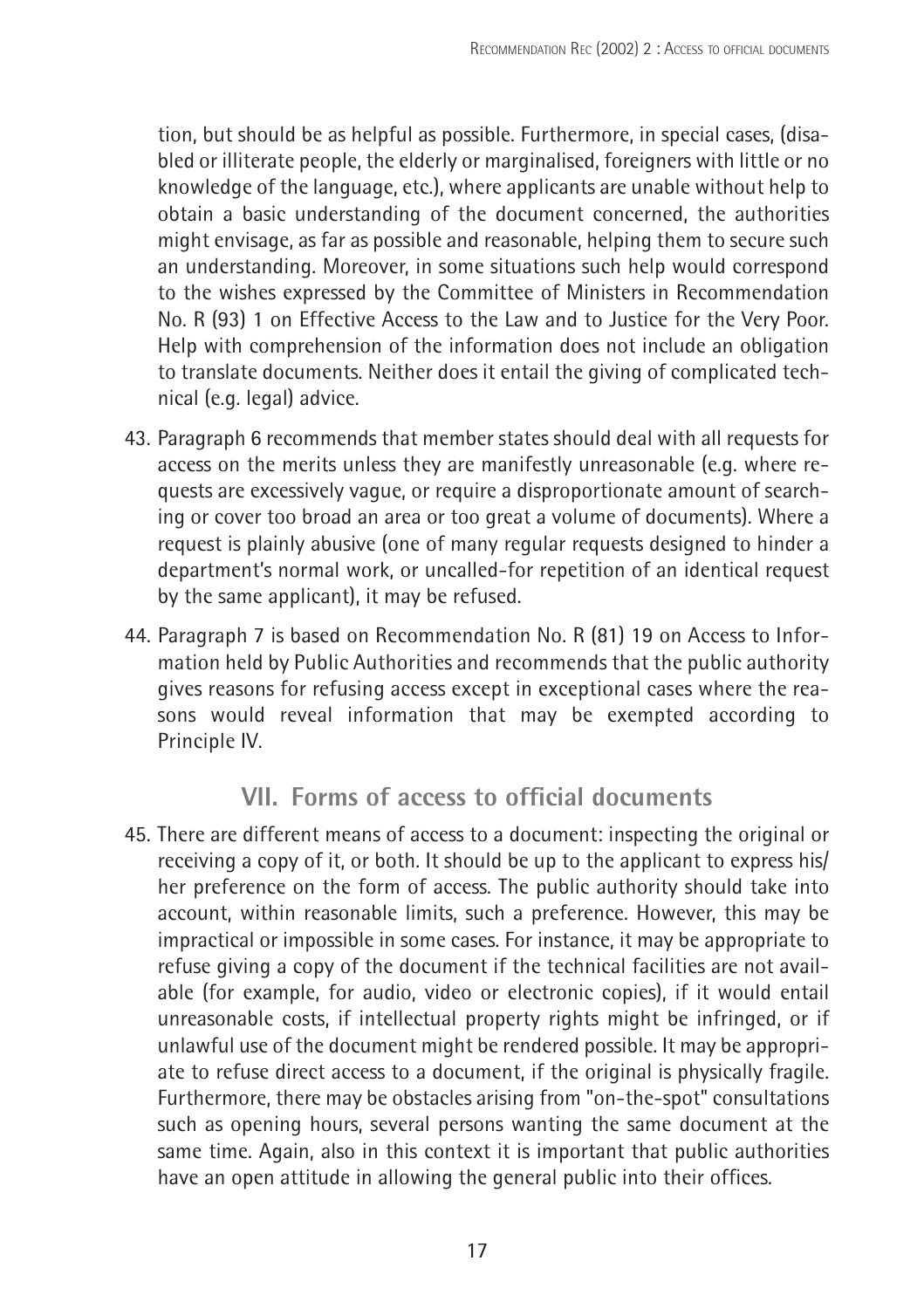tion, but should be as helpful as possible. Furthermore, in special cases, (disabled or illiterate people, the elderly or marginalised, foreigners with little or no knowledge of the language, etc.), where applicants are unable without help to obtain a basic understanding of the document concerned, the authorities might envisage, as far as possible and reasonable, helping them to secure such an understanding. Moreover, in some situations such help would correspond to the wishes expressed by the Committee of Ministers in Recommendation No. R (93) 1 on Effective Access to the Law and to Justice for the Very Poor. Help with comprehension of the information does not include an obligation to translate documents. Neither does it entail the giving of complicated technical (e.g. legal) advice.

43. Paragraph 6 recommends that member states should deal with all requests for access on the merits unless they are manifestly unreasonable (e.g. where requests are excessively vague, or require a disproportionate amount of searching or cover too broad an area or too great a volume of documents). Where a request is plainly abusive (one of many regular requests designed to hinder a department's normal work, or uncalled-for repetition of an identical request by the same applicant), it may be refused.

44. Paragraph 7 is based on Recommendation No. R (81) 19 on Access to Information held by Public Authorities and recommends that the public authority gives reasons for refusing access except in exceptional cases where the reasons would reveal information that may be exempted according to Principle IV.

## VII. Forms of access to official documents

45. There are different means of access to a document: inspecting the original or receiving a copy of it, or both. It should be up to the applicant to express his/her preference on the form of access. The public authority should take into account, within reasonable limits, such a preference. However, this may be impractical or impossible in some cases. For instance, it may be appropriate to refuse giving a copy of the document if the technical facilities are not available (for example, for audio, video or electronic copies), if it would entail unreasonable costs, if intellectual property rights might be infringed, or if unlawful use of the document might be rendered possible. It may be appropriate to refuse direct access to a document, if the original is physically fragile. Furthermore, there may be obstacles arising from "on-the-spot" consultations such as opening hours, several persons wanting the same document at the same time. Again, also in this context it is important that public authorities have an open attitude in allowing the general public into their offices.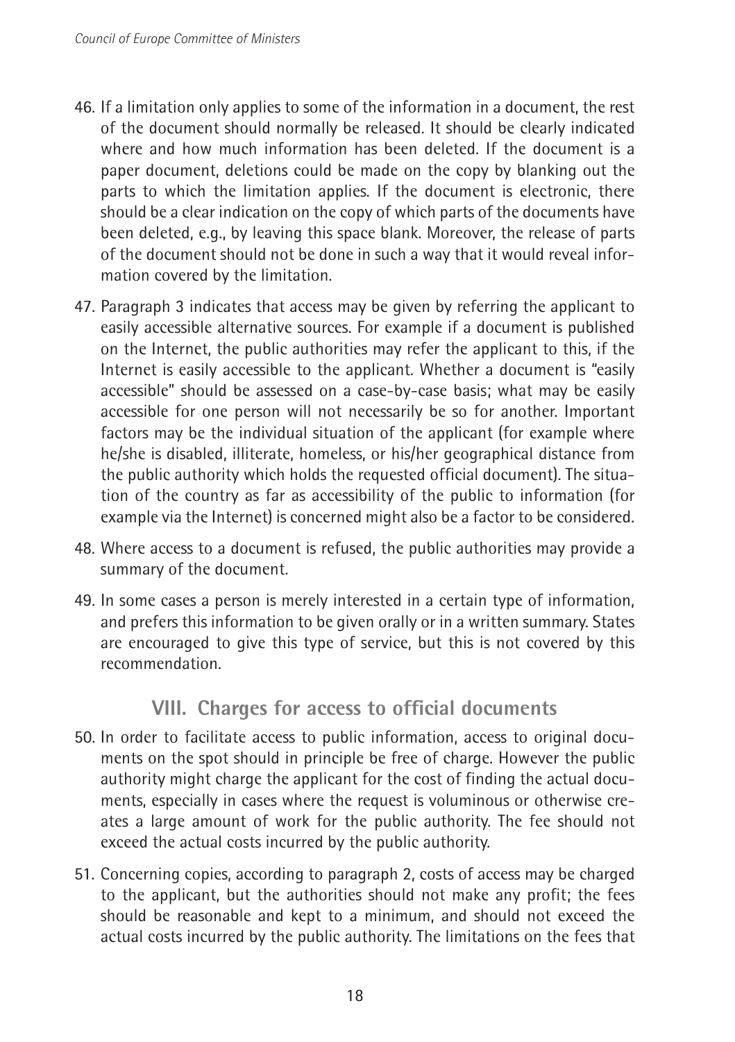46. If a limitation only applies to some of the information in a document, the rest of the document should normally be released. It should be clearly indicated where and how much information has been deleted. If the document is a paper document, deletions could be made on the copy by blanking out the parts to which the limitation applies. If the document is electronic, there should be a clear indication on the copy of which parts of the documents have been deleted, e.g., by leaving this space blank. Moreover, the release of parts of the document should not be done in such a way that it would reveal information covered by the limitation.

47. Paragraph 3 indicates that access may be given by referring the applicant to easily accessible alternative sources. For example if a document is published on the Internet, the public authorities may refer the applicant to this, if the Internet is easily accessible to the applicant. Whether a document is "easily accessible" should be assessed on a case-by-case basis; what may be easily accessible for one person will not necessarily be so for another. Important factors may be the individual situation of the applicant (for example where he/she is disabled, illiterate, homeless, or his/her geographical distance from the public authority which holds the requested official document). The situation of the country as far as accessibility of the public to information (for example via the Internet) is concerned might also be a factor to be considered.

48. Where access to a document is refused, the public authorities may provide a summary of the document.

49. In some cases a person is merely interested in a certain type of information, and prefers this information to be given orally or in a written summary. States are encouraged to give this type of service, but this is not covered by this recommendation.

## VIII. Charges for access to official documents

50. In order to facilitate access to public information, access to original documents on the spot should in principle be free of charge. However the public authority might charge the applicant for the cost of finding the actual documents, especially in cases where the request is voluminous or otherwise creates a large amount of work for the public authority. The fee should not exceed the actual costs incurred by the public authority.

51. Concerning copies, according to paragraph 2, costs of access may be charged to the applicant, but the authorities should not make any profit; the fees should be reasonable and kept to a minimum, and should not exceed the actual costs incurred by the public authority. The limitations on the fees that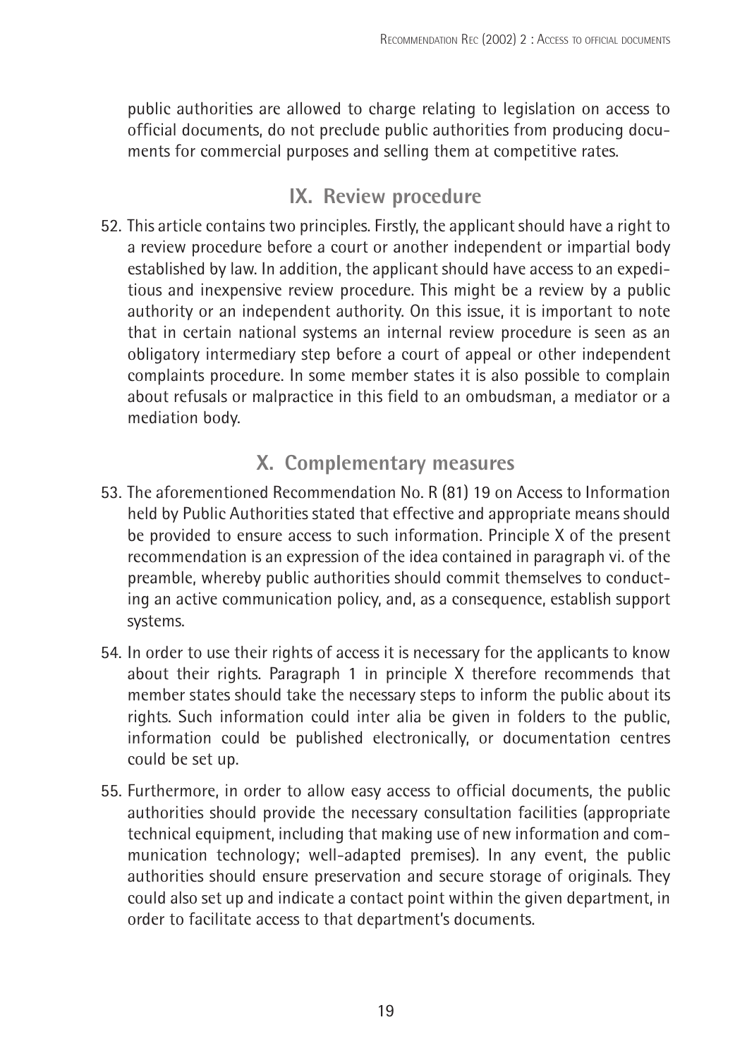public authorities are allowed to charge relating to legislation on access to official documents, do not preclude public authorities from producing documents for commercial purposes and selling them at competitive rates.

## IX. Review procedure

52. This article contains two principles. Firstly, the applicant should have a right to a review procedure before a court or another independent or impartial body established by law. In addition, the applicant should have access to an expeditious and inexpensive review procedure. This might be a review by a public authority or an independent authority. On this issue, it is important to note that in certain national systems an internal review procedure is seen as an obligatory intermediary step before a court of appeal or other independent complaints procedure. In some member states it is also possible to complain about refusals or malpractice in this field to an ombudsman, a mediator or a mediation body.

## X. Complementary measures

53. The aforementioned Recommendation No. R (81) 19 on Access to Information held by Public Authorities stated that effective and appropriate means should be provided to ensure access to such information. Principle X of the present recommendation is an expression of the idea contained in paragraph vi. of the preamble, whereby public authorities should commit themselves to conducting an active communication policy, and, as a consequence, establish support systems.

54. In order to use their rights of access it is necessary for the applicants to know about their rights. Paragraph 1 in principle X therefore recommends that member states should take the necessary steps to inform the public about its rights. Such information could inter alia be given in folders to the public, information could be published electronically, or documentation centres could be set up.

55. Furthermore, in order to allow easy access to official documents, the public authorities should provide the necessary consultation facilities (appropriate technical equipment, including that making use of new information and communication technology; well-adapted premises). In any event, the public authorities should ensure preservation and secure storage of originals. They could also set up and indicate a contact point within the given department, in order to facilitate access to that department's documents.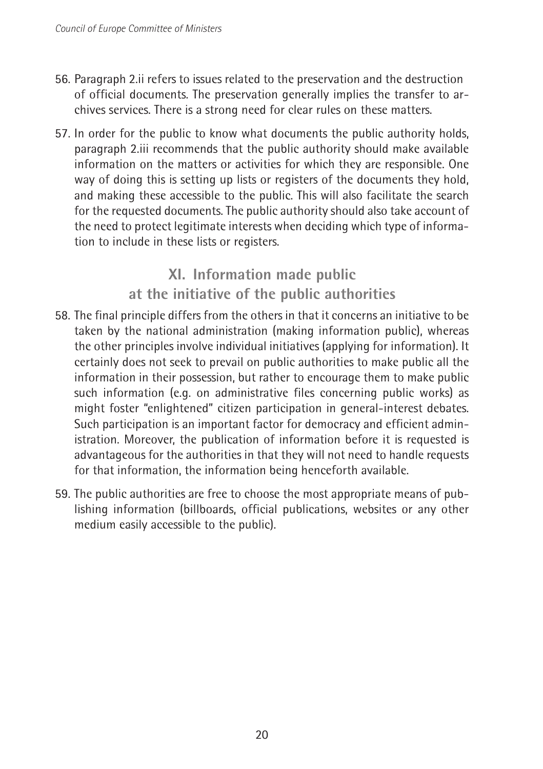56. Paragraph 2.ii refers to issues related to the preservation and the destruction of official documents. The preservation generally implies the transfer to archives services. There is a strong need for clear rules on these matters.

57. In order for the public to know what documents the public authority holds, paragraph 2.iii recommends that the public authority should make available information on the matters or activities for which they are responsible. One way of doing this is setting up lists or registers of the documents they hold, and making these accessible to the public. This will also facilitate the search for the requested documents. The public authority should also take account of the need to protect legitimate interests when deciding which type of information to include in these lists or registers.

## XI. Information made public at the initiative of the public authorities

58. The final principle differs from the others in that it concerns an initiative to be taken by the national administration (making information public), whereas the other principles involve individual initiatives (applying for information). It certainly does not seek to prevail on public authorities to make public all the information in their possession, but rather to encourage them to make public such information (e.g. on administrative files concerning public works) as might foster "enlightened" citizen participation in general-interest debates. Such participation is an important factor for democracy and efficient administration. Moreover, the publication of information before it is requested is advantageous for the authorities in that they will not need to handle requests for that information, the information being henceforth available.

59. The public authorities are free to choose the most appropriate means of publishing information (billboards, official publications, websites or any other medium easily accessible to the public).